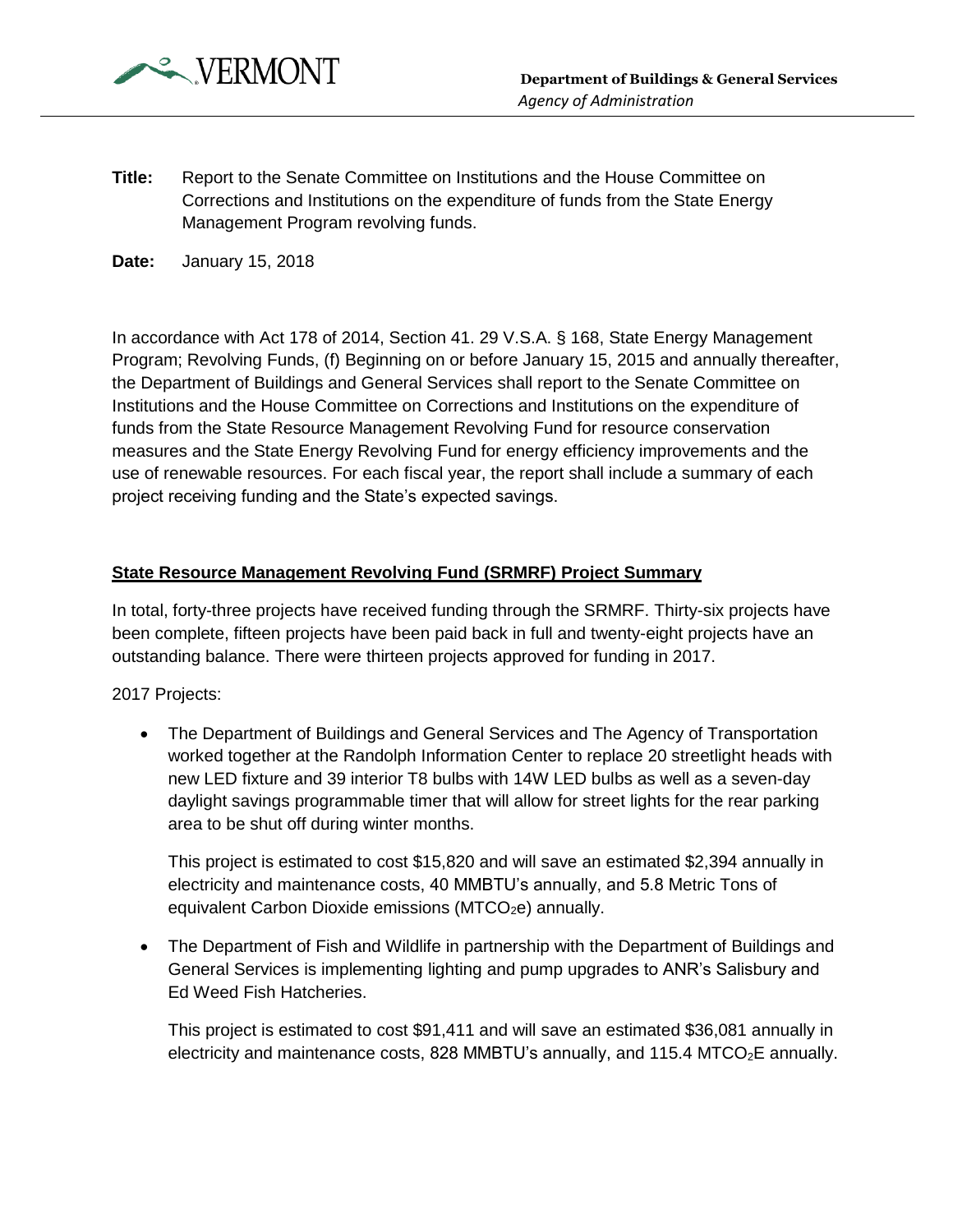VERMONT

**Department of Buildings & General Services**
*Agency of Administration*

**Title:** Report to the Senate Committee on Institutions and the House Committee on Corrections and Institutions on the expenditure of funds from the State Energy Management Program revolving funds.

**Date:** January 15, 2018

In accordance with Act 178 of 2014, Section 41. 29 V.S.A. § 168, State Energy Management Program; Revolving Funds, (f) Beginning on or before January 15, 2015 and annually thereafter, the Department of Buildings and General Services shall report to the Senate Committee on Institutions and the House Committee on Corrections and Institutions on the expenditure of funds from the State Resource Management Revolving Fund for resource conservation measures and the State Energy Revolving Fund for energy efficiency improvements and the use of renewable resources. For each fiscal year, the report shall include a summary of each project receiving funding and the State's expected savings.

## State Resource Management Revolving Fund (SRMRF) Project Summary

In total, forty-three projects have received funding through the SRMRF. Thirty-six projects have been complete, fifteen projects have been paid back in full and twenty-eight projects have an outstanding balance. There were thirteen projects approved for funding in 2017.

2017 Projects:

- The Department of Buildings and General Services and The Agency of Transportation worked together at the Randolph Information Center to replace 20 streetlight heads with new LED fixture and 39 interior T8 bulbs with 14W LED bulbs as well as a seven-day daylight savings programmable timer that will allow for street lights for the rear parking area to be shut off during winter months.

  This project is estimated to cost $15,820 and will save an estimated $2,394 annually in electricity and maintenance costs, 40 MMBTU's annually, and 5.8 Metric Tons of equivalent Carbon Dioxide emissions ($MTCO_2e$) annually.

- The Department of Fish and Wildlife in partnership with the Department of Buildings and General Services is implementing lighting and pump upgrades to ANR's Salisbury and Ed Weed Fish Hatcheries.

  This project is estimated to cost $91,411 and will save an estimated $36,081 annually in electricity and maintenance costs, 828 MMBTU's annually, and 115.4 $MTCO_2E$ annually.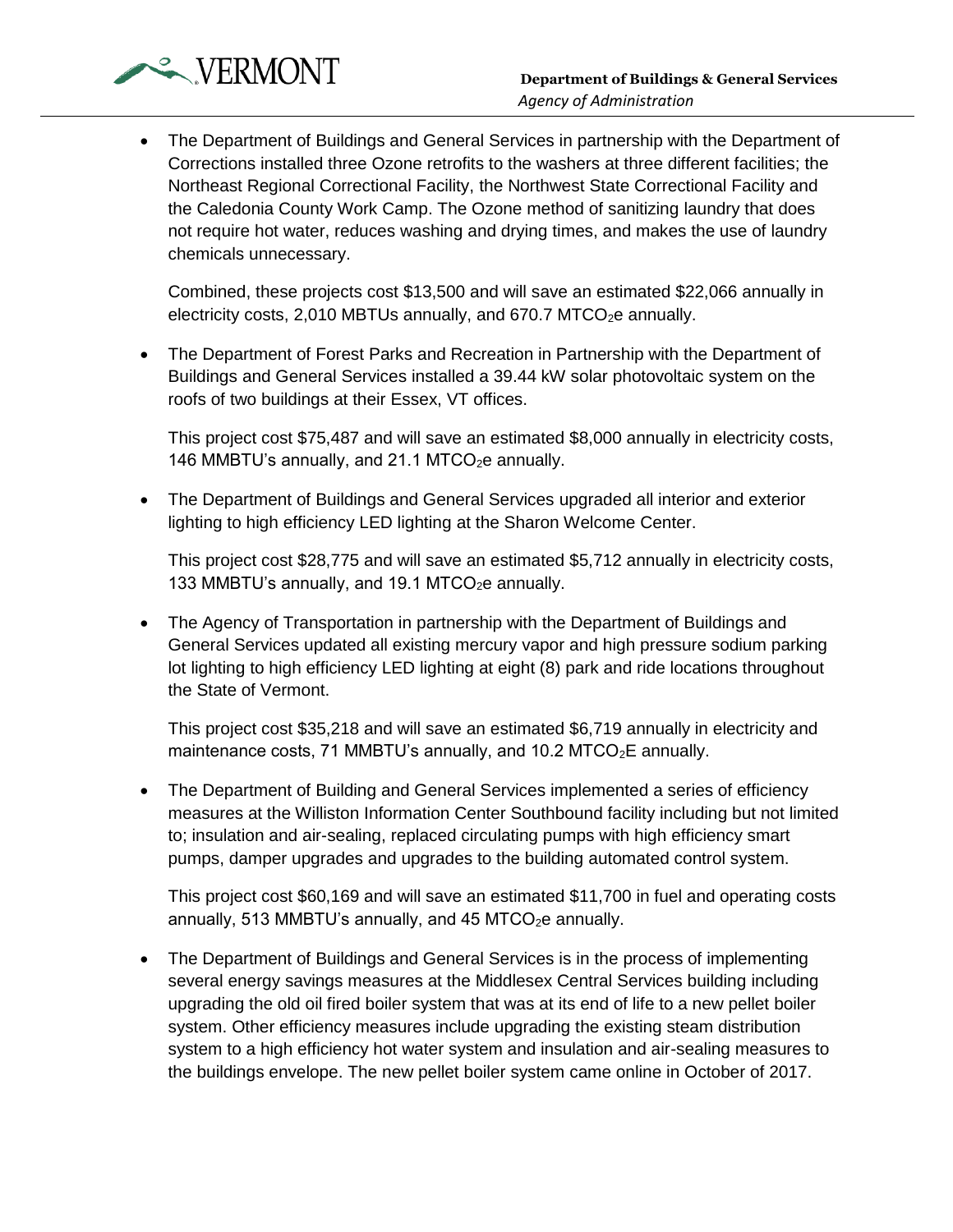- The Department of Buildings and General Services in partnership with the Department of Corrections installed three Ozone retrofits to the washers at three different facilities; the Northeast Regional Correctional Facility, the Northwest State Correctional Facility and the Caledonia County Work Camp. The Ozone method of sanitizing laundry that does not require hot water, reduces washing and drying times, and makes the use of laundry chemicals unnecessary.

  Combined, these projects cost $13,500 and will save an estimated $22,066 annually in electricity costs, 2,010 MBTUs annually, and 670.7 MT$CO_2$e annually.

- The Department of Forest Parks and Recreation in Partnership with the Department of Buildings and General Services installed a 39.44 kW solar photovoltaic system on the roofs of two buildings at their Essex, VT offices.

  This project cost $75,487 and will save an estimated $8,000 annually in electricity costs, 146 MMBTU's annually, and 21.1 MT$CO_2$e annually.

- The Department of Buildings and General Services upgraded all interior and exterior lighting to high efficiency LED lighting at the Sharon Welcome Center.

  This project cost $28,775 and will save an estimated $5,712 annually in electricity costs, 133 MMBTU's annually, and 19.1 MT$CO_2$e annually.

- The Agency of Transportation in partnership with the Department of Buildings and General Services updated all existing mercury vapor and high pressure sodium parking lot lighting to high efficiency LED lighting at eight (8) park and ride locations throughout the State of Vermont.

  This project cost $35,218 and will save an estimated $6,719 annually in electricity and maintenance costs, 71 MMBTU's annually, and 10.2 MT$CO_2$E annually.

- The Department of Building and General Services implemented a series of efficiency measures at the Williston Information Center Southbound facility including but not limited to; insulation and air-sealing, replaced circulating pumps with high efficiency smart pumps, damper upgrades and upgrades to the building automated control system.

  This project cost $60,169 and will save an estimated $11,700 in fuel and operating costs annually, 513 MMBTU's annually, and 45 MT$CO_2$e annually.

- The Department of Buildings and General Services is in the process of implementing several energy savings measures at the Middlesex Central Services building including upgrading the old oil fired boiler system that was at its end of life to a new pellet boiler system. Other efficiency measures include upgrading the existing steam distribution system to a high efficiency hot water system and insulation and air-sealing measures to the buildings envelope. The new pellet boiler system came online in October of 2017.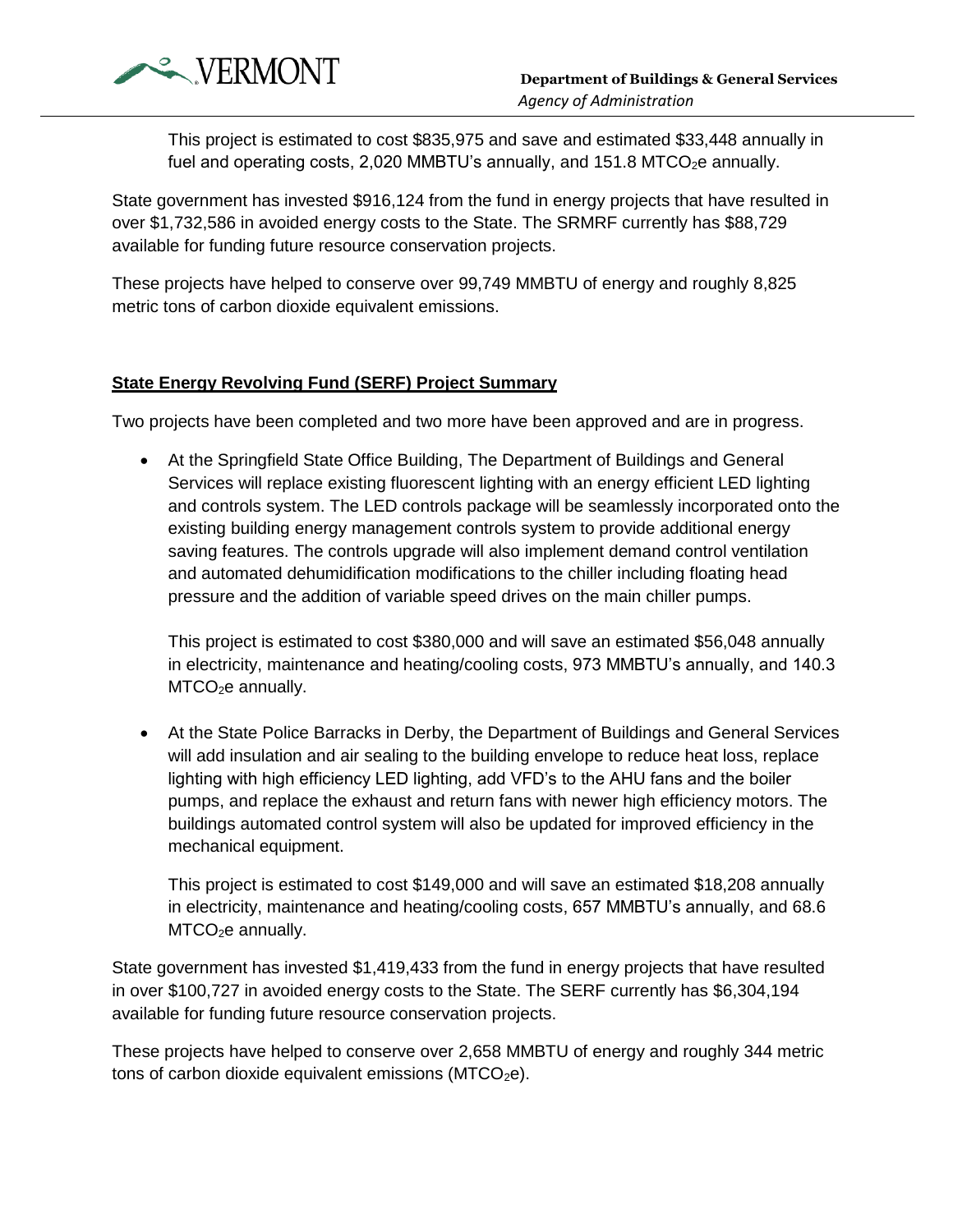This project is estimated to cost $835,975 and save and estimated $33,448 annually in fuel and operating costs, 2,020 MMBTU's annually, and 151.8 $MTCO_2e$ annually.

State government has invested $916,124 from the fund in energy projects that have resulted in over $1,732,586 in avoided energy costs to the State. The SRMRF currently has $88,729 available for funding future resource conservation projects.

These projects have helped to conserve over 99,749 MMBTU of energy and roughly 8,825 metric tons of carbon dioxide equivalent emissions.

**State Energy Revolving Fund (SERF) Project Summary**

Two projects have been completed and two more have been approved and are in progress.

- At the Springfield State Office Building, The Department of Buildings and General Services will replace existing fluorescent lighting with an energy efficient LED lighting and controls system. The LED controls package will be seamlessly incorporated onto the existing building energy management controls system to provide additional energy saving features. The controls upgrade will also implement demand control ventilation and automated dehumidification modifications to the chiller including floating head pressure and the addition of variable speed drives on the main chiller pumps.

  This project is estimated to cost $380,000 and will save an estimated $56,048 annually in electricity, maintenance and heating/cooling costs, 973 MMBTU's annually, and 140.3 $MTCO_2e$ annually.

- At the State Police Barracks in Derby, the Department of Buildings and General Services will add insulation and air sealing to the building envelope to reduce heat loss, replace lighting with high efficiency LED lighting, add VFD's to the AHU fans and the boiler pumps, and replace the exhaust and return fans with newer high efficiency motors. The buildings automated control system will also be updated for improved efficiency in the mechanical equipment.

  This project is estimated to cost $149,000 and will save an estimated $18,208 annually in electricity, maintenance and heating/cooling costs, 657 MMBTU's annually, and 68.6 $MTCO_2e$ annually.

State government has invested $1,419,433 from the fund in energy projects that have resulted in over $100,727 in avoided energy costs to the State. The SERF currently has $6,304,194 available for funding future resource conservation projects.

These projects have helped to conserve over 2,658 MMBTU of energy and roughly 344 metric tons of carbon dioxide equivalent emissions ($MTCO_2e$).